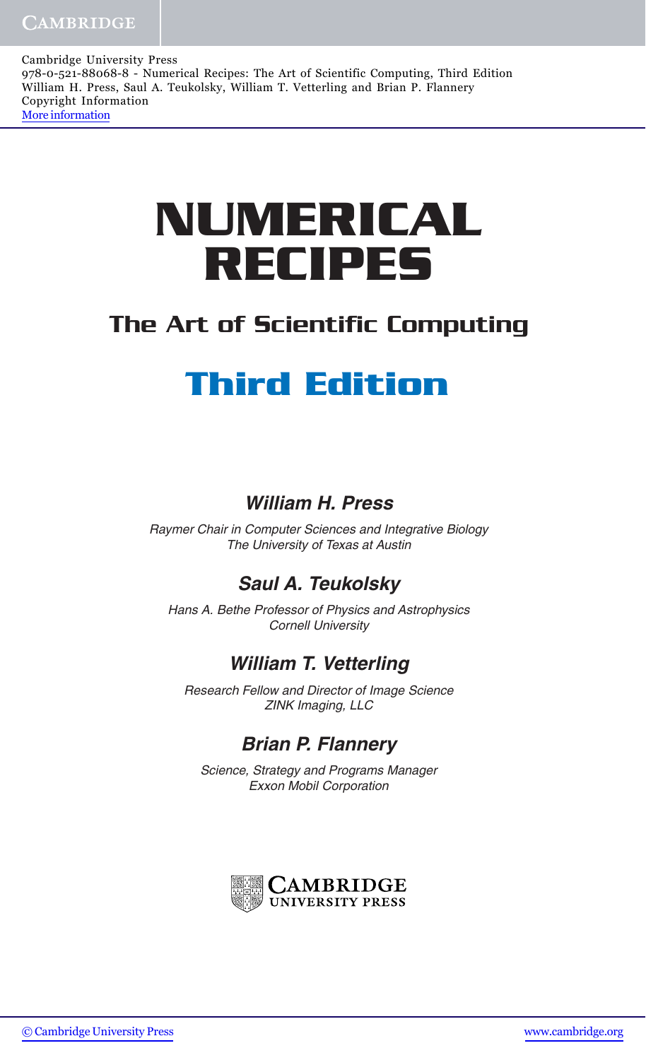Cambridge University Press
978-0-521-88068-8 - Numerical Recipes: The Art of Scientific Computing, Third Edition
William H. Press, Saul A. Teukolsky, William T. Vetterling and Brian P. Flannery
Copyright Information
More information

# NUMERICAL RECIPES

## The Art of Scientific Computing

## Third Edition

### *William H. Press*

*Raymer Chair in Computer Sciences and Integrative Biology*
*The University of Texas at Austin*

### *Saul A. Teukolsky*

*Hans A. Bethe Professor of Physics and Astrophysics*
*Cornell University*

### *William T. Vetterling*

*Research Fellow and Director of Image Science*
*ZINK Imaging, LLC*

### *Brian P. Flannery*

*Science, Strategy and Programs Manager*
*Exxon Mobil Corporation*

CAMBRIDGE UNIVERSITY PRESS

© Cambridge University Press www.cambridge.org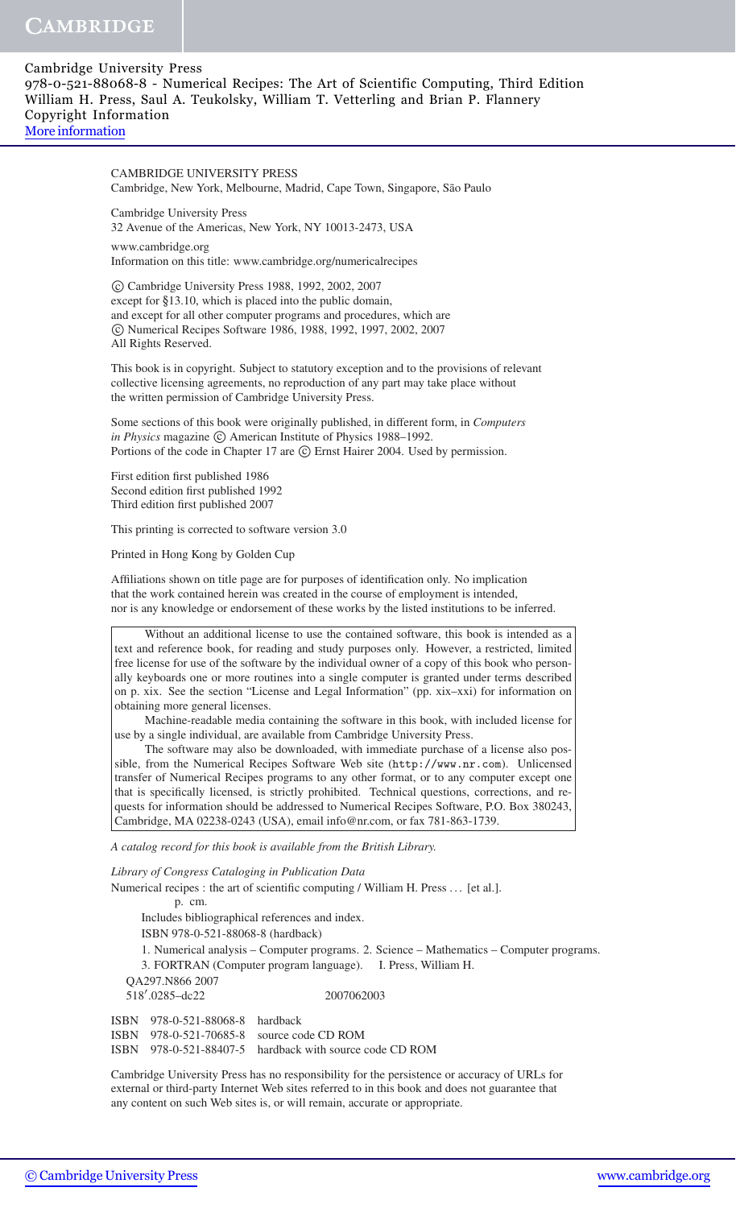CAMBRIDGE UNIVERSITY PRESS
Cambridge, New York, Melbourne, Madrid, Cape Town, Singapore, São Paulo

Cambridge University Press
32 Avenue of the Americas, New York, NY 10013-2473, USA

www.cambridge.org
Information on this title: www.cambridge.org/numericalrecipes

© Cambridge University Press 1988, 1992, 2002, 2007
except for §13.10, which is placed into the public domain,
and except for all other computer programs and procedures, which are
© Numerical Recipes Software 1986, 1988, 1992, 1997, 2002, 2007
All Rights Reserved.

This book is in copyright. Subject to statutory exception and to the provisions of relevant collective licensing agreements, no reproduction of any part may take place without the written permission of Cambridge University Press.

Some sections of this book were originally published, in different form, in *Computers in Physics* magazine © American Institute of Physics 1988–1992.
Portions of the code in Chapter 17 are © Ernst Hairer 2004. Used by permission.

First edition first published 1986
Second edition first published 1992
Third edition first published 2007

This printing is corrected to software version 3.0

Printed in Hong Kong by Golden Cup

Affiliations shown on title page are for purposes of identification only. No implication that the work contained herein was created in the course of employment is intended, nor is any knowledge or endorsement of these works by the listed institutions to be inferred.

> Without an additional license to use the contained software, this book is intended as a text and reference book, for reading and study purposes only. However, a restricted, limited free license for use of the software by the individual owner of a copy of this book who personally keyboards one or more routines into a single computer is granted under terms described on p. xix. See the section "License and Legal Information" (pp. xix–xxi) for information on obtaining more general licenses.
>
> Machine-readable media containing the software in this book, with included license for use by a single individual, are available from Cambridge University Press.
>
> The software may also be downloaded, with immediate purchase of a license also possible, from the Numerical Recipes Software Web site (`http://www.nr.com`). Unlicensed transfer of Numerical Recipes programs to any other format, or to any computer except one that is specifically licensed, is strictly prohibited. Technical questions, corrections, and requests for information should be addressed to Numerical Recipes Software, P.O. Box 380243, Cambridge, MA 02238-0243 (USA), email info@nr.com, or fax 781-863-1739.

*A catalog record for this book is available from the British Library.*

*Library of Congress Cataloging in Publication Data*

Numerical recipes : the art of scientific computing / William H. Press ... [et al.].
p. cm.
Includes bibliographical references and index.
ISBN 978-0-521-88068-8 (hardback)
1. Numerical analysis – Computer programs. 2. Science – Mathematics – Computer programs.
3. FORTRAN (Computer program language). I. Press, William H.
QA297.N866 2007
518′.0285–dc22 2007062003

ISBN 978-0-521-88068-8 hardback
ISBN 978-0-521-70685-8 source code CD ROM
ISBN 978-0-521-88407-5 hardback with source code CD ROM

Cambridge University Press has no responsibility for the persistence or accuracy of URLs for external or third-party Internet Web sites referred to in this book and does not guarantee that any content on such Web sites is, or will remain, accurate or appropriate.